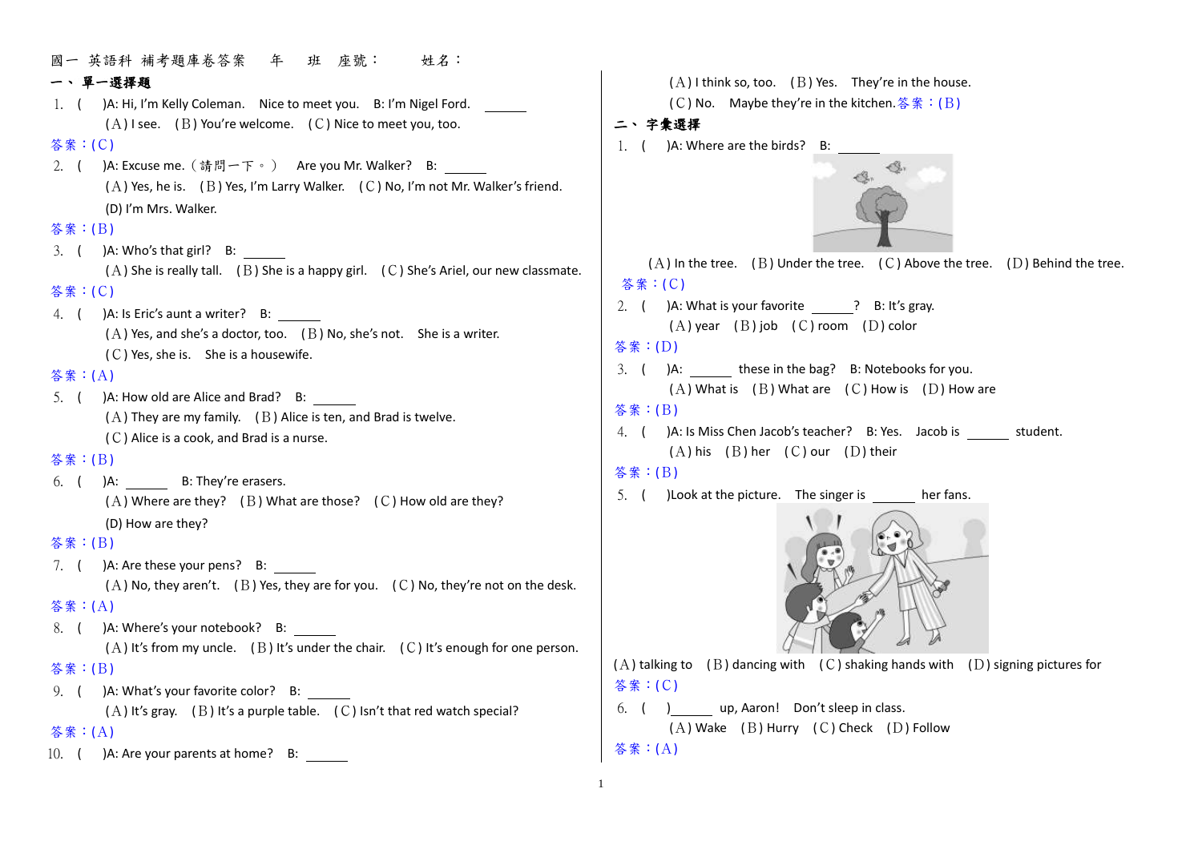國一 英語科 補考題庫卷答案　　年　　班　座號：　　　姓名：

## 一、單一選擇題

1. (　　)A: Hi, I'm Kelly Coleman. Nice to meet you. B: I'm Nigel Ford. ______
   (A) I see. (B) You're welcome. (C) Nice to meet you, too.

答案：(C)

2. (　　)A: Excuse me.（請問一下。） Are you Mr. Walker? B: ______
   (A) Yes, he is. (B) Yes, I'm Larry Walker. (C) No, I'm not Mr. Walker's friend.
   (D) I'm Mrs. Walker.

答案：(B)

3. (　　)A: Who's that girl? B: ______
   (A) She is really tall. (B) She is a happy girl. (C) She's Ariel, our new classmate.

答案：(C)

4. (　　)A: Is Eric's aunt a writer? B: ______
   (A) Yes, and she's a doctor, too. (B) No, she's not. She is a writer.
   (C) Yes, she is. She is a housewife.

答案：(A)

5. (　　)A: How old are Alice and Brad? B: ______
   (A) They are my family. (B) Alice is ten, and Brad is twelve.
   (C) Alice is a cook, and Brad is a nurse.

答案：(B)

6. (　　)A: ______ B: They're erasers.
   (A) Where are they? (B) What are those? (C) How old are they?
   (D) How are they?

答案：(B)

7. (　　)A: Are these your pens? B: ______
   (A) No, they aren't. (B) Yes, they are for you. (C) No, they're not on the desk.

答案：(A)

8. (　　)A: Where's your notebook? B: ______
   (A) It's from my uncle. (B) It's under the chair. (C) It's enough for one person.

答案：(B)

9. (　　)A: What's your favorite color? B: ______
   (A) It's gray. (B) It's a purple table. (C) Isn't that red watch special?

答案：(A)

10. (　　)A: Are your parents at home? B: ______
   (A) I think so, too. (B) Yes. They're in the house.
   (C) No. Maybe they're in the kitchen.答案：(B)

## 二、字彙選擇

1. (　　)A: Where are the birds? B: ______
   (A) In the tree. (B) Under the tree. (C) Above the tree. (D) Behind the tree.

答案：(C)

2. (　　)A: What is your favorite ______? B: It's gray.
   (A) year (B) job (C) room (D) color

答案：(D)

3. (　　)A: ______ these in the bag? B: Notebooks for you.
   (A) What is (B) What are (C) How is (D) How are

答案：(B)

4. (　　)A: Is Miss Chen Jacob's teacher? B: Yes. Jacob is ______ student.
   (A) his (B) her (C) our (D) their

答案：(B)

5. (　　)Look at the picture. The singer is ______ her fans.
   (A) talking to (B) dancing with (C) shaking hands with (D) signing pictures for

答案：(C)

6. (　　)______ up, Aaron! Don't sleep in class.
   (A) Wake (B) Hurry (C) Check (D) Follow

答案：(A)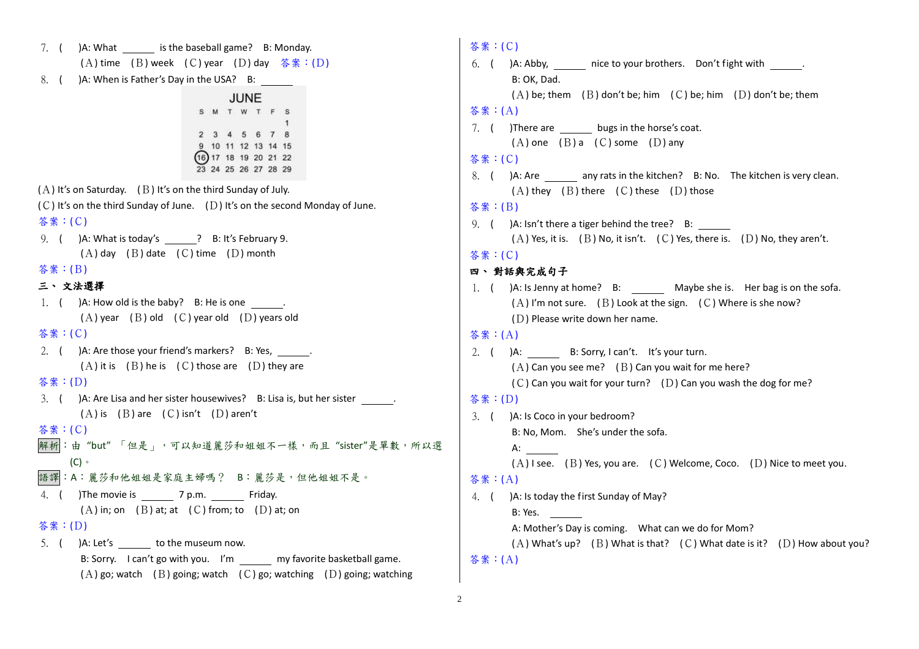7. (  )A: What ______ is the baseball game? B: Monday.
   (A) time (B) week (C) year (D) day 答案：(D)

8. (  )A: When is Father's Day in the USA? B: ______

| JUNE | | | | | | |
|---|---|---|---|---|---|---|
| S | M | T | W | T | F | S |
| | | | | | | 1 |
| 2 | 3 | 4 | 5 | 6 | 7 | 8 |
| 9 | 10 | 11 | 12 | 13 | 14 | 15 |
| (16) | 17 | 18 | 19 | 20 | 21 | 22 |
| 23 | 24 | 25 | 26 | 27 | 28 | 29 |

(A) It's on Saturday. (B) It's on the third Sunday of July.
(C) It's on the third Sunday of June. (D) It's on the second Monday of June.
答案：(C)

9. (  )A: What is today's ______? B: It's February 9.
   (A) day (B) date (C) time (D) month
答案：(B)

## 三、文法選擇

1. (  )A: How old is the baby? B: He is one ______.
   (A) year (B) old (C) year old (D) years old
答案：(C)

2. (  )A: Are those your friend's markers? B: Yes, ______.
   (A) it is (B) he is (C) those are (D) they are
答案：(D)

3. (  )A: Are Lisa and her sister housewives? B: Lisa is, but her sister ______.
   (A) is (B) are (C) isn't (D) aren't
答案：(C)
解析：由“but”「但是」，可以知道麗莎和姐姐不一樣，而且“sister”是單數，所以選(C)。
語譯：A：麗莎和他姐姐是家庭主婦嗎？ B：麗莎是，但他姐姐不是。

4. (  )The movie is ______ 7 p.m. ______ Friday.
   (A) in; on (B) at; at (C) from; to (D) at; on
答案：(D)

5. (  )A: Let's ______ to the museum now.
   B: Sorry. I can't go with you. I'm ______ my favorite basketball game.
   (A) go; watch (B) going; watch (C) go; watching (D) going; watching
答案：(C)

6. (  )A: Abby, ______ nice to your brothers. Don't fight with ______.
   B: OK, Dad.
   (A) be; them (B) don't be; him (C) be; him (D) don't be; them
答案：(A)

7. (  )There are ______ bugs in the horse's coat.
   (A) one (B) a (C) some (D) any
答案：(C)

8. (  )A: Are ______ any rats in the kitchen? B: No. The kitchen is very clean.
   (A) they (B) there (C) these (D) those
答案：(B)

9. (  )A: Isn't there a tiger behind the tree? B: ______
   (A) Yes, it is. (B) No, it isn't. (C) Yes, there is. (D) No, they aren't.
答案：(C)

## 四、對話與完成句子

1. (  )A: Is Jenny at home? B: ______ Maybe she is. Her bag is on the sofa.
   (A) I'm not sure. (B) Look at the sign. (C) Where is she now?
   (D) Please write down her name.
答案：(A)

2. (  )A: ______ B: Sorry, I can't. It's your turn.
   (A) Can you see me? (B) Can you wait for me here?
   (C) Can you wait for your turn? (D) Can you wash the dog for me?
答案：(D)

3. (  )A: Is Coco in your bedroom?
   B: No, Mom. She's under the sofa.
   A: ______
   (A) I see. (B) Yes, you are. (C) Welcome, Coco. (D) Nice to meet you.
答案：(A)

4. (  )A: Is today the first Sunday of May?
   B: Yes. ______
   A: Mother's Day is coming. What can we do for Mom?
   (A) What's up? (B) What is that? (C) What date is it? (D) How about you?
答案：(A)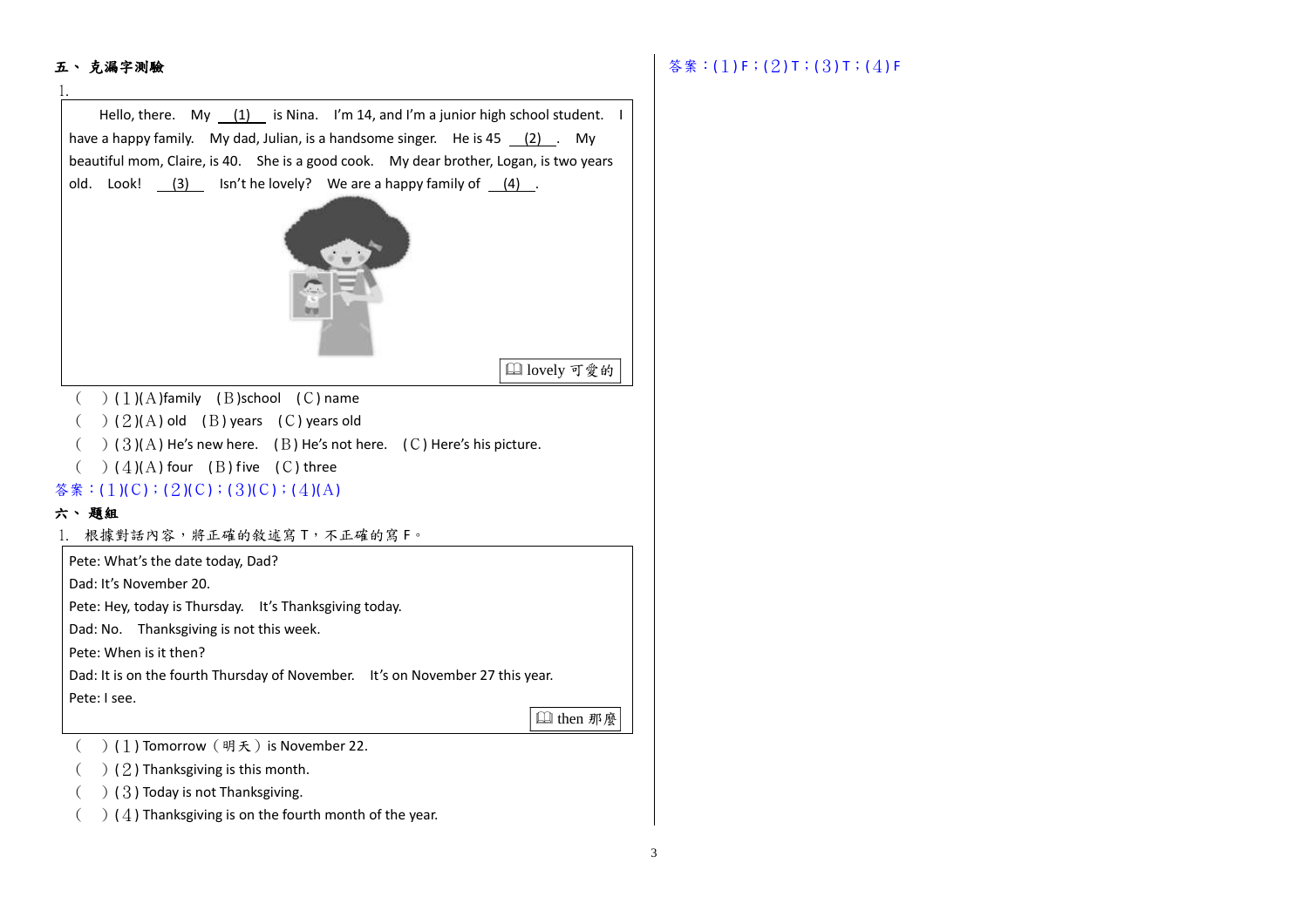**五、 克漏字測驗**

1.

Hello, there. My __(1)__ is Nina. I'm 14, and I'm a junior high school student. I have a happy family. My dad, Julian, is a handsome singer. He is 45 __(2)__. My beautiful mom, Claire, is 40. She is a good cook. My dear brother, Logan, is two years old. Look! __(3)__ Isn't he lovely? We are a happy family of __(4)__.

📖 lovely 可愛的

( ) (1)(A)family (B)school (C) name

( ) (2)(A) old (B) years (C) years old

( ) (3)(A) He's new here. (B) He's not here. (C) Here's his picture.

( ) (4)(A) four (B) five (C) three

答案：(1)(C)；(2)(C)；(3)(C)；(4)(A)

**六、 題組**

1. 根據對話內容，將正確的敘述寫 T，不正確的寫 F。

Pete: What's the date today, Dad?

Dad: It's November 20.

Pete: Hey, today is Thursday. It's Thanksgiving today.

Dad: No. Thanksgiving is not this week.

Pete: When is it then?

Dad: It is on the fourth Thursday of November. It's on November 27 this year.

Pete: I see.

📖 then 那麼

( ) (1) Tomorrow（明天）is November 22.

( ) (2) Thanksgiving is this month.

( ) (3) Today is not Thanksgiving.

( ) (4) Thanksgiving is on the fourth month of the year.

答案：(1) F；(2) T；(3) T；(4) F